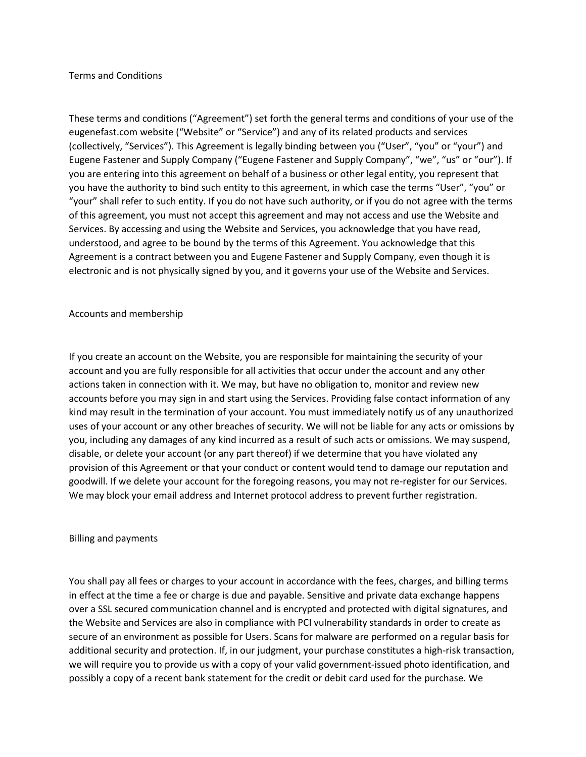# Terms and Conditions

These terms and conditions ("Agreement") set forth the general terms and conditions of your use of the eugenefast.com website ("Website" or "Service") and any of its related products and services (collectively, "Services"). This Agreement is legally binding between you ("User", "you" or "your") and Eugene Fastener and Supply Company ("Eugene Fastener and Supply Company", "we", "us" or "our"). If you are entering into this agreement on behalf of a business or other legal entity, you represent that you have the authority to bind such entity to this agreement, in which case the terms "User", "you" or "your" shall refer to such entity. If you do not have such authority, or if you do not agree with the terms of this agreement, you must not accept this agreement and may not access and use the Website and Services. By accessing and using the Website and Services, you acknowledge that you have read, understood, and agree to be bound by the terms of this Agreement. You acknowledge that this Agreement is a contract between you and Eugene Fastener and Supply Company, even though it is electronic and is not physically signed by you, and it governs your use of the Website and Services.

## Accounts and membership

If you create an account on the Website, you are responsible for maintaining the security of your account and you are fully responsible for all activities that occur under the account and any other actions taken in connection with it. We may, but have no obligation to, monitor and review new accounts before you may sign in and start using the Services. Providing false contact information of any kind may result in the termination of your account. You must immediately notify us of any unauthorized uses of your account or any other breaches of security. We will not be liable for any acts or omissions by you, including any damages of any kind incurred as a result of such acts or omissions. We may suspend, disable, or delete your account (or any part thereof) if we determine that you have violated any provision of this Agreement or that your conduct or content would tend to damage our reputation and goodwill. If we delete your account for the foregoing reasons, you may not re-register for our Services. We may block your email address and Internet protocol address to prevent further registration.

## Billing and payments

You shall pay all fees or charges to your account in accordance with the fees, charges, and billing terms in effect at the time a fee or charge is due and payable. Sensitive and private data exchange happens over a SSL secured communication channel and is encrypted and protected with digital signatures, and the Website and Services are also in compliance with PCI vulnerability standards in order to create as secure of an environment as possible for Users. Scans for malware are performed on a regular basis for additional security and protection. If, in our judgment, your purchase constitutes a high-risk transaction, we will require you to provide us with a copy of your valid government-issued photo identification, and possibly a copy of a recent bank statement for the credit or debit card used for the purchase. We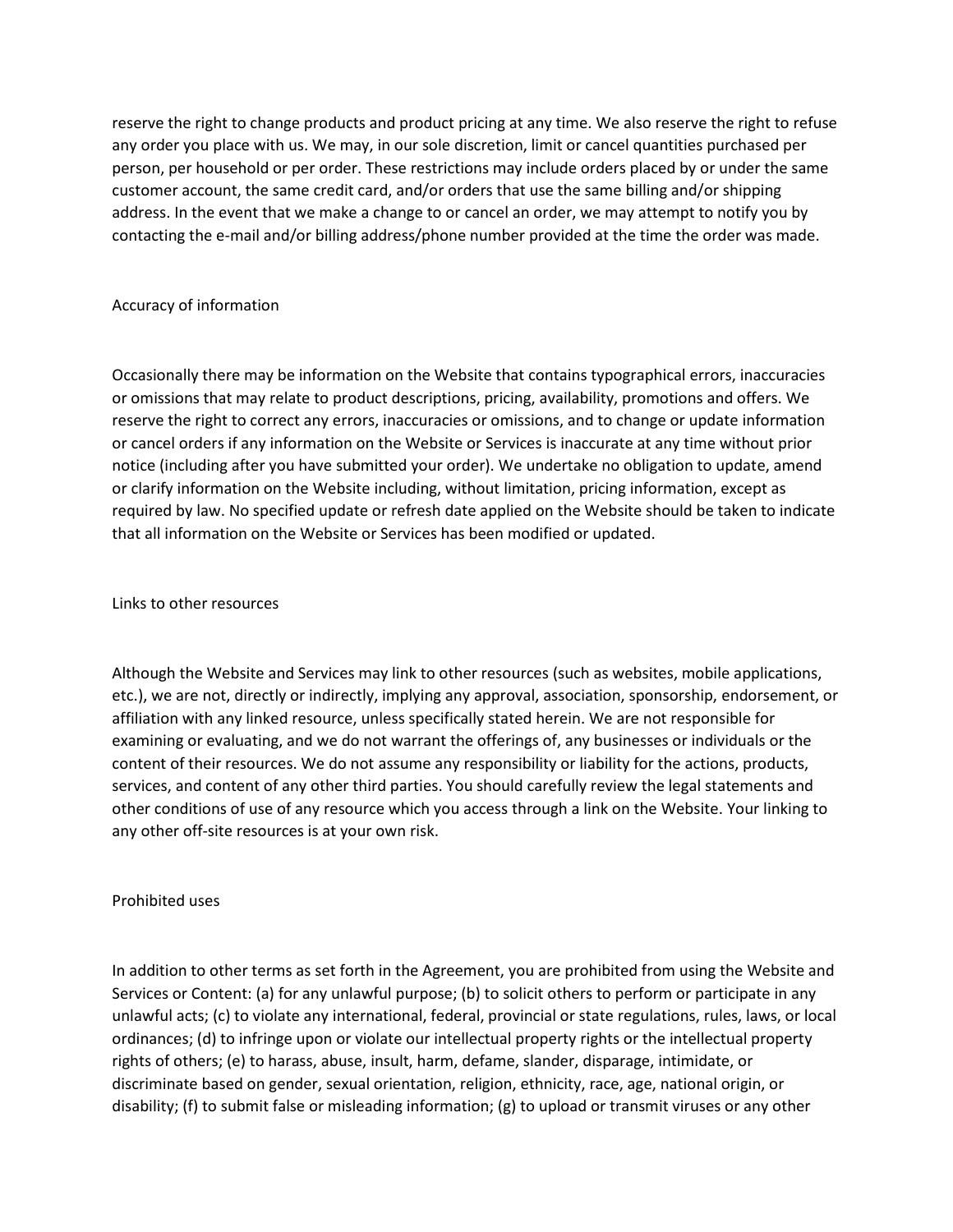reserve the right to change products and product pricing at any time. We also reserve the right to refuse any order you place with us. We may, in our sole discretion, limit or cancel quantities purchased per person, per household or per order. These restrictions may include orders placed by or under the same customer account, the same credit card, and/or orders that use the same billing and/or shipping address. In the event that we make a change to or cancel an order, we may attempt to notify you by contacting the e-mail and/or billing address/phone number provided at the time the order was made.

## Accuracy of information

Occasionally there may be information on the Website that contains typographical errors, inaccuracies or omissions that may relate to product descriptions, pricing, availability, promotions and offers. We reserve the right to correct any errors, inaccuracies or omissions, and to change or update information or cancel orders if any information on the Website or Services is inaccurate at any time without prior notice (including after you have submitted your order). We undertake no obligation to update, amend or clarify information on the Website including, without limitation, pricing information, except as required by law. No specified update or refresh date applied on the Website should be taken to indicate that all information on the Website or Services has been modified or updated.

## Links to other resources

Although the Website and Services may link to other resources (such as websites, mobile applications, etc.), we are not, directly or indirectly, implying any approval, association, sponsorship, endorsement, or affiliation with any linked resource, unless specifically stated herein. We are not responsible for examining or evaluating, and we do not warrant the offerings of, any businesses or individuals or the content of their resources. We do not assume any responsibility or liability for the actions, products, services, and content of any other third parties. You should carefully review the legal statements and other conditions of use of any resource which you access through a link on the Website. Your linking to any other off-site resources is at your own risk.

## Prohibited uses

In addition to other terms as set forth in the Agreement, you are prohibited from using the Website and Services or Content: (a) for any unlawful purpose; (b) to solicit others to perform or participate in any unlawful acts; (c) to violate any international, federal, provincial or state regulations, rules, laws, or local ordinances; (d) to infringe upon or violate our intellectual property rights or the intellectual property rights of others; (e) to harass, abuse, insult, harm, defame, slander, disparage, intimidate, or discriminate based on gender, sexual orientation, religion, ethnicity, race, age, national origin, or disability; (f) to submit false or misleading information; (g) to upload or transmit viruses or any other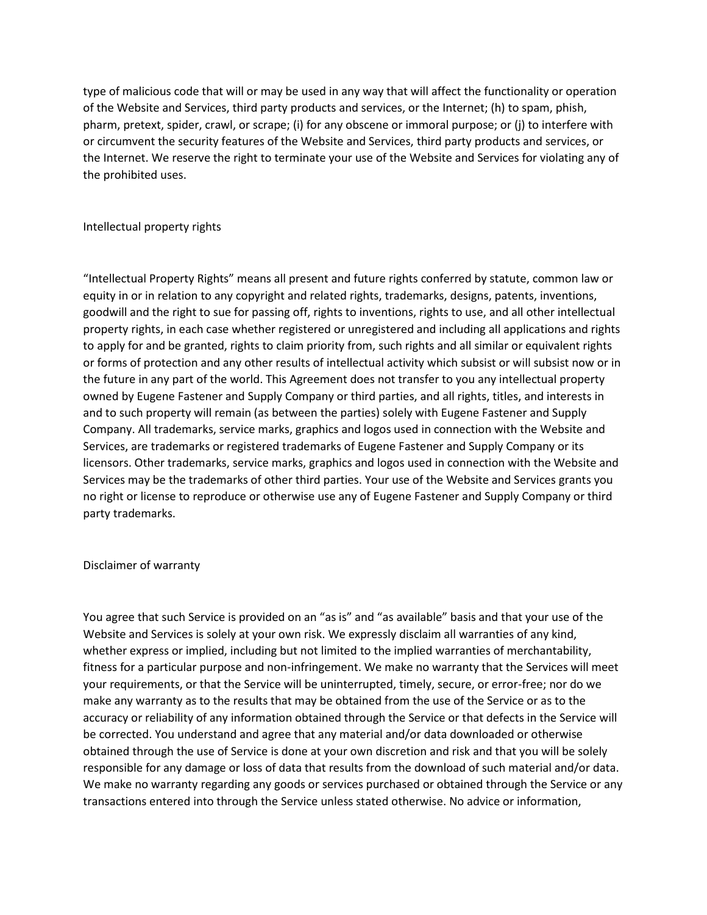type of malicious code that will or may be used in any way that will affect the functionality or operation of the Website and Services, third party products and services, or the Internet; (h) to spam, phish, pharm, pretext, spider, crawl, or scrape; (i) for any obscene or immoral purpose; or (j) to interfere with or circumvent the security features of the Website and Services, third party products and services, or the Internet. We reserve the right to terminate your use of the Website and Services for violating any of the prohibited uses.

## Intellectual property rights

"Intellectual Property Rights" means all present and future rights conferred by statute, common law or equity in or in relation to any copyright and related rights, trademarks, designs, patents, inventions, goodwill and the right to sue for passing off, rights to inventions, rights to use, and all other intellectual property rights, in each case whether registered or unregistered and including all applications and rights to apply for and be granted, rights to claim priority from, such rights and all similar or equivalent rights or forms of protection and any other results of intellectual activity which subsist or will subsist now or in the future in any part of the world. This Agreement does not transfer to you any intellectual property owned by Eugene Fastener and Supply Company or third parties, and all rights, titles, and interests in and to such property will remain (as between the parties) solely with Eugene Fastener and Supply Company. All trademarks, service marks, graphics and logos used in connection with the Website and Services, are trademarks or registered trademarks of Eugene Fastener and Supply Company or its licensors. Other trademarks, service marks, graphics and logos used in connection with the Website and Services may be the trademarks of other third parties. Your use of the Website and Services grants you no right or license to reproduce or otherwise use any of Eugene Fastener and Supply Company or third party trademarks.

## Disclaimer of warranty

You agree that such Service is provided on an "as is" and "as available" basis and that your use of the Website and Services is solely at your own risk. We expressly disclaim all warranties of any kind, whether express or implied, including but not limited to the implied warranties of merchantability, fitness for a particular purpose and non-infringement. We make no warranty that the Services will meet your requirements, or that the Service will be uninterrupted, timely, secure, or error-free; nor do we make any warranty as to the results that may be obtained from the use of the Service or as to the accuracy or reliability of any information obtained through the Service or that defects in the Service will be corrected. You understand and agree that any material and/or data downloaded or otherwise obtained through the use of Service is done at your own discretion and risk and that you will be solely responsible for any damage or loss of data that results from the download of such material and/or data. We make no warranty regarding any goods or services purchased or obtained through the Service or any transactions entered into through the Service unless stated otherwise. No advice or information,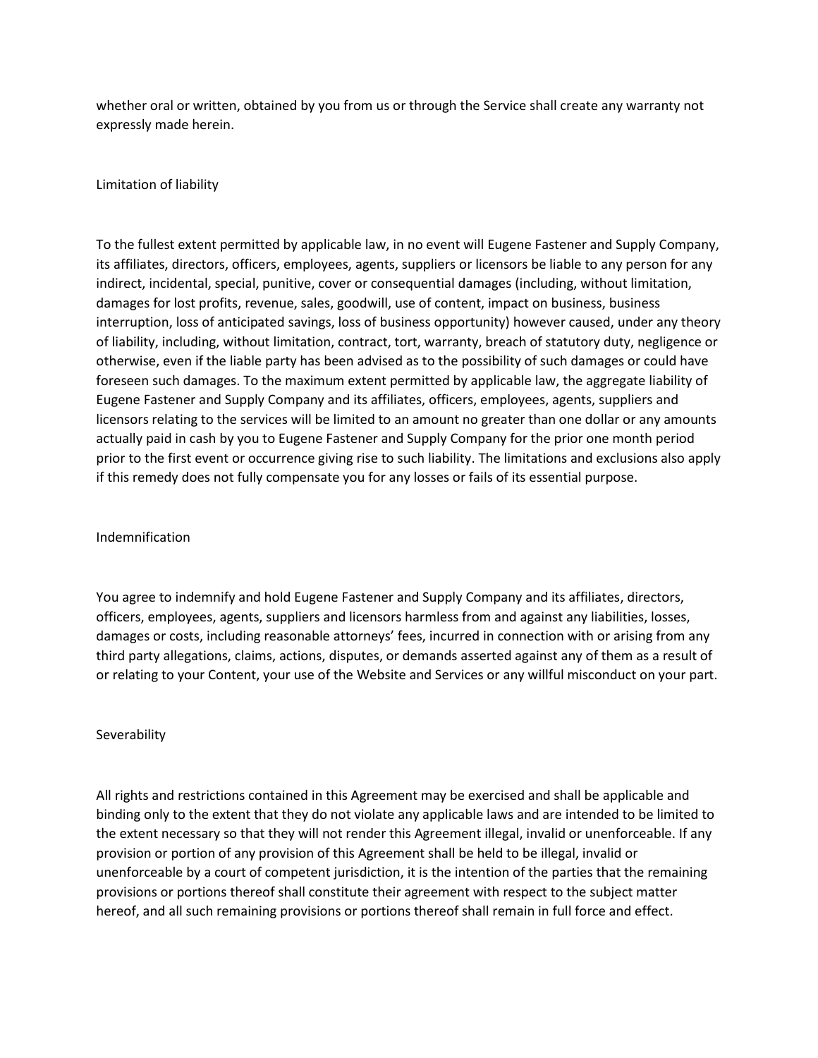whether oral or written, obtained by you from us or through the Service shall create any warranty not expressly made herein.

## Limitation of liability

To the fullest extent permitted by applicable law, in no event will Eugene Fastener and Supply Company, its affiliates, directors, officers, employees, agents, suppliers or licensors be liable to any person for any indirect, incidental, special, punitive, cover or consequential damages (including, without limitation, damages for lost profits, revenue, sales, goodwill, use of content, impact on business, business interruption, loss of anticipated savings, loss of business opportunity) however caused, under any theory of liability, including, without limitation, contract, tort, warranty, breach of statutory duty, negligence or otherwise, even if the liable party has been advised as to the possibility of such damages or could have foreseen such damages. To the maximum extent permitted by applicable law, the aggregate liability of Eugene Fastener and Supply Company and its affiliates, officers, employees, agents, suppliers and licensors relating to the services will be limited to an amount no greater than one dollar or any amounts actually paid in cash by you to Eugene Fastener and Supply Company for the prior one month period prior to the first event or occurrence giving rise to such liability. The limitations and exclusions also apply if this remedy does not fully compensate you for any losses or fails of its essential purpose.

## Indemnification

You agree to indemnify and hold Eugene Fastener and Supply Company and its affiliates, directors, officers, employees, agents, suppliers and licensors harmless from and against any liabilities, losses, damages or costs, including reasonable attorneys' fees, incurred in connection with or arising from any third party allegations, claims, actions, disputes, or demands asserted against any of them as a result of or relating to your Content, your use of the Website and Services or any willful misconduct on your part.

## Severability

All rights and restrictions contained in this Agreement may be exercised and shall be applicable and binding only to the extent that they do not violate any applicable laws and are intended to be limited to the extent necessary so that they will not render this Agreement illegal, invalid or unenforceable. If any provision or portion of any provision of this Agreement shall be held to be illegal, invalid or unenforceable by a court of competent jurisdiction, it is the intention of the parties that the remaining provisions or portions thereof shall constitute their agreement with respect to the subject matter hereof, and all such remaining provisions or portions thereof shall remain in full force and effect.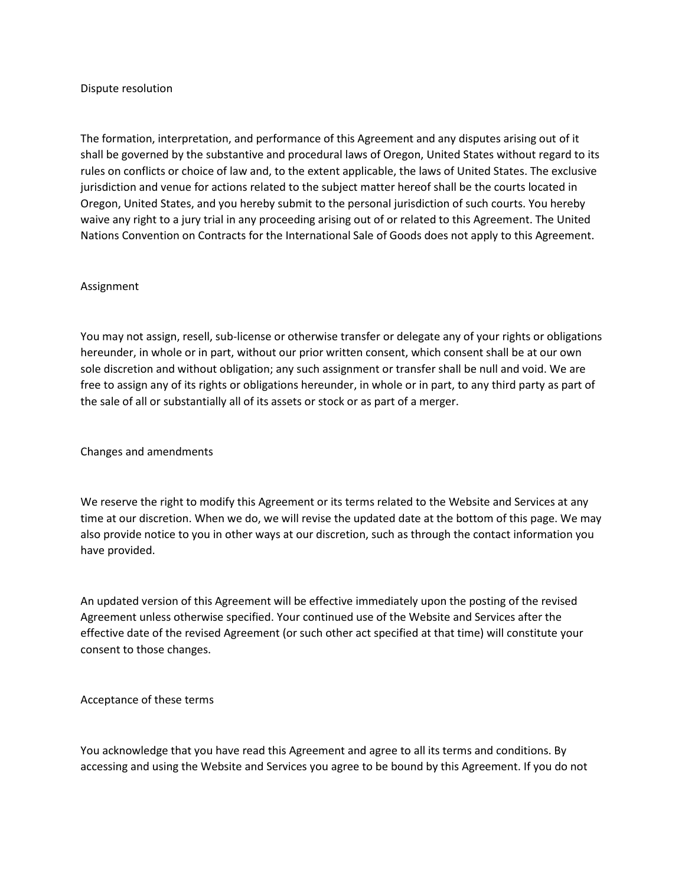## Dispute resolution

The formation, interpretation, and performance of this Agreement and any disputes arising out of it shall be governed by the substantive and procedural laws of Oregon, United States without regard to its rules on conflicts or choice of law and, to the extent applicable, the laws of United States. The exclusive jurisdiction and venue for actions related to the subject matter hereof shall be the courts located in Oregon, United States, and you hereby submit to the personal jurisdiction of such courts. You hereby waive any right to a jury trial in any proceeding arising out of or related to this Agreement. The United Nations Convention on Contracts for the International Sale of Goods does not apply to this Agreement.

## Assignment

You may not assign, resell, sub-license or otherwise transfer or delegate any of your rights or obligations hereunder, in whole or in part, without our prior written consent, which consent shall be at our own sole discretion and without obligation; any such assignment or transfer shall be null and void. We are free to assign any of its rights or obligations hereunder, in whole or in part, to any third party as part of the sale of all or substantially all of its assets or stock or as part of a merger.

## Changes and amendments

We reserve the right to modify this Agreement or its terms related to the Website and Services at any time at our discretion. When we do, we will revise the updated date at the bottom of this page. We may also provide notice to you in other ways at our discretion, such as through the contact information you have provided.

An updated version of this Agreement will be effective immediately upon the posting of the revised Agreement unless otherwise specified. Your continued use of the Website and Services after the effective date of the revised Agreement (or such other act specified at that time) will constitute your consent to those changes.

## Acceptance of these terms

You acknowledge that you have read this Agreement and agree to all its terms and conditions. By accessing and using the Website and Services you agree to be bound by this Agreement. If you do not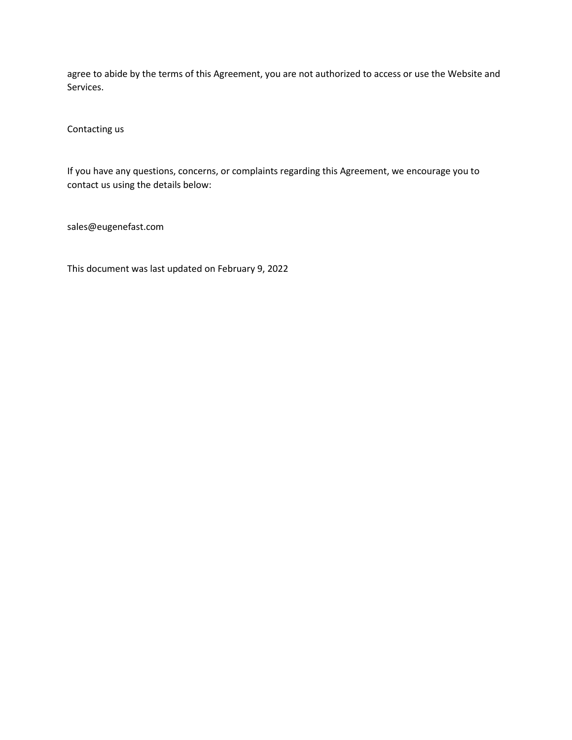agree to abide by the terms of this Agreement, you are not authorized to access or use the Website and Services.

## Contacting us

If you have any questions, concerns, or complaints regarding this Agreement, we encourage you to contact us using the details below:

sales@eugenefast.com

This document was last updated on February 9, 2022